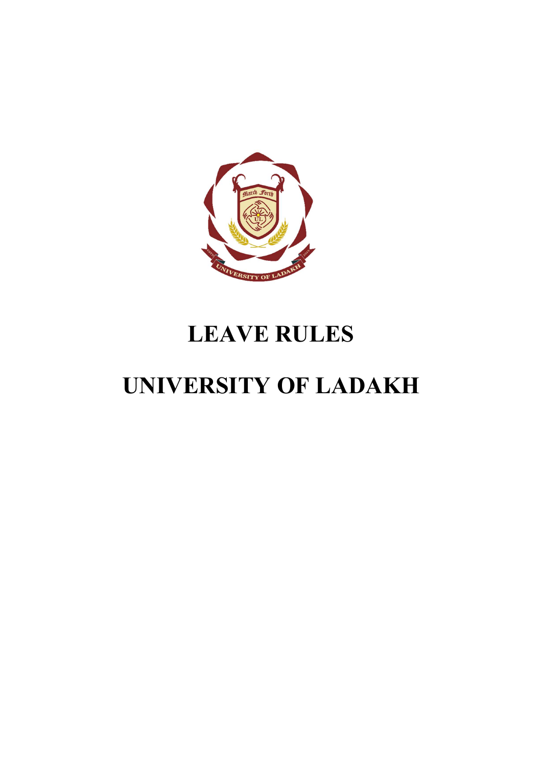# LEAVE RULES

# UNIVERSITY OF LADAKH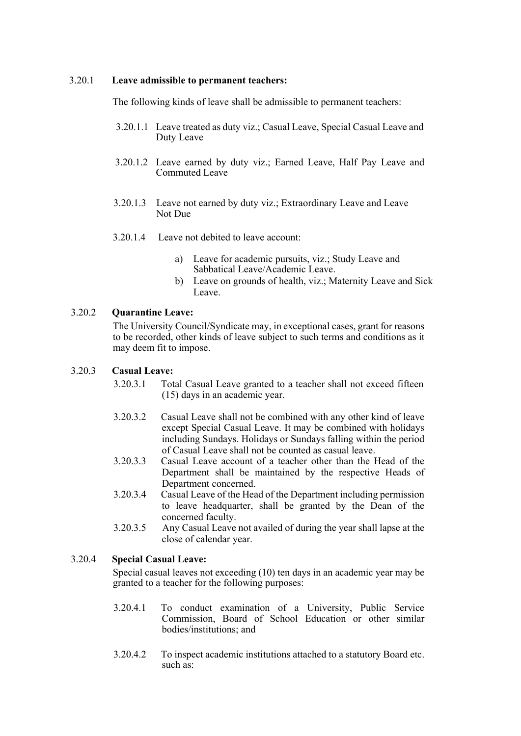3.20.1 **Leave admissible to permanent teachers:**

The following kinds of leave shall be admissible to permanent teachers:

3.20.1.1 Leave treated as duty viz.; Casual Leave, Special Casual Leave and Duty Leave

3.20.1.2 Leave earned by duty viz.; Earned Leave, Half Pay Leave and Commuted Leave

3.20.1.3 Leave not earned by duty viz.; Extraordinary Leave and Leave Not Due

3.20.1.4 Leave not debited to leave account:

a) Leave for academic pursuits, viz.; Study Leave and Sabbatical Leave/Academic Leave.
b) Leave on grounds of health, viz.; Maternity Leave and Sick Leave.

3.20.2 **Quarantine Leave:**

The University Council/Syndicate may, in exceptional cases, grant for reasons to be recorded, other kinds of leave subject to such terms and conditions as it may deem fit to impose.

3.20.3 **Casual Leave:**

3.20.3.1 Total Casual Leave granted to a teacher shall not exceed fifteen (15) days in an academic year.

3.20.3.2 Casual Leave shall not be combined with any other kind of leave except Special Casual Leave. It may be combined with holidays including Sundays. Holidays or Sundays falling within the period of Casual Leave shall not be counted as casual leave.

3.20.3.3 Casual Leave account of a teacher other than the Head of the Department shall be maintained by the respective Heads of Department concerned.

3.20.3.4 Casual Leave of the Head of the Department including permission to leave headquarter, shall be granted by the Dean of the concerned faculty.

3.20.3.5 Any Casual Leave not availed of during the year shall lapse at the close of calendar year.

3.20.4 **Special Casual Leave:**

Special casual leaves not exceeding (10) ten days in an academic year may be granted to a teacher for the following purposes:

3.20.4.1 To conduct examination of a University, Public Service Commission, Board of School Education or other similar bodies/institutions; and

3.20.4.2 To inspect academic institutions attached to a statutory Board etc. such as: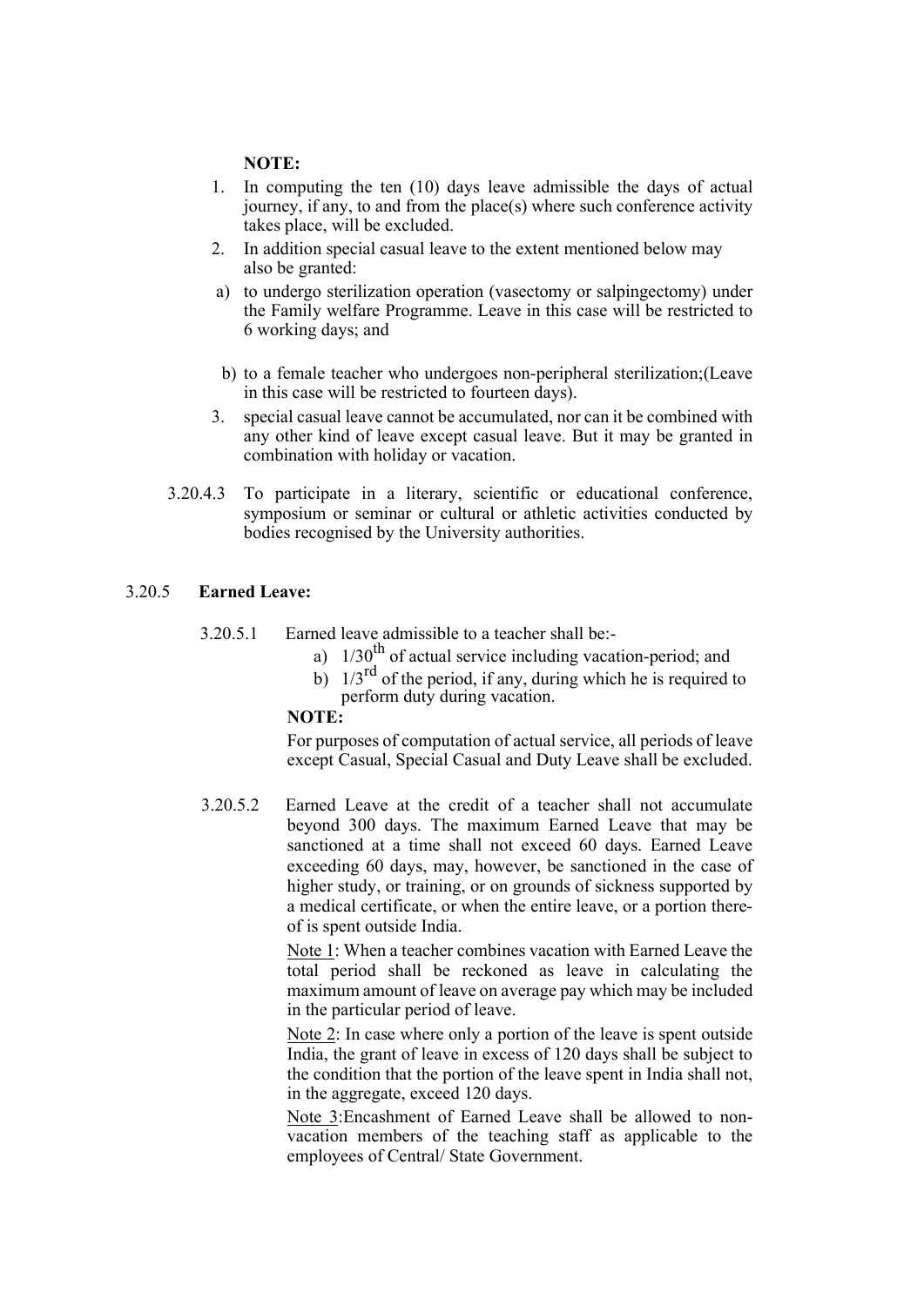**NOTE:**

1. In computing the ten (10) days leave admissible the days of actual journey, if any, to and from the place(s) where such conference activity takes place, will be excluded.
2. In addition special casual leave to the extent mentioned below may also be granted:
   a) to undergo sterilization operation (vasectomy or salpingectomy) under the Family welfare Programme. Leave in this case will be restricted to 6 working days; and
   b) to a female teacher who undergoes non-peripheral sterilization;(Leave in this case will be restricted to fourteen days).
3. special casual leave cannot be accumulated, nor can it be combined with any other kind of leave except casual leave. But it may be granted in combination with holiday or vacation.

3.20.4.3 To participate in a literary, scientific or educational conference, symposium or seminar or cultural or athletic activities conducted by bodies recognised by the University authorities.

3.20.5 **Earned Leave:**

3.20.5.1 Earned leave admissible to a teacher shall be:-

a) $1/30^{th}$ of actual service including vacation-period; and

b) $1/3^{rd}$ of the period, if any, during which he is required to perform duty during vacation.

**NOTE:**

For purposes of computation of actual service, all periods of leave except Casual, Special Casual and Duty Leave shall be excluded.

3.20.5.2 Earned Leave at the credit of a teacher shall not accumulate beyond 300 days. The maximum Earned Leave that may be sanctioned at a time shall not exceed 60 days. Earned Leave exceeding 60 days, may, however, be sanctioned in the case of higher study, or training, or on grounds of sickness supported by a medical certificate, or when the entire leave, or a portion thereof is spent outside India.

Note 1: When a teacher combines vacation with Earned Leave the total period shall be reckoned as leave in calculating the maximum amount of leave on average pay which may be included in the particular period of leave.

Note 2: In case where only a portion of the leave is spent outside India, the grant of leave in excess of 120 days shall be subject to the condition that the portion of the leave spent in India shall not, in the aggregate, exceed 120 days.

Note 3:Encashment of Earned Leave shall be allowed to non-vacation members of the teaching staff as applicable to the employees of Central/ State Government.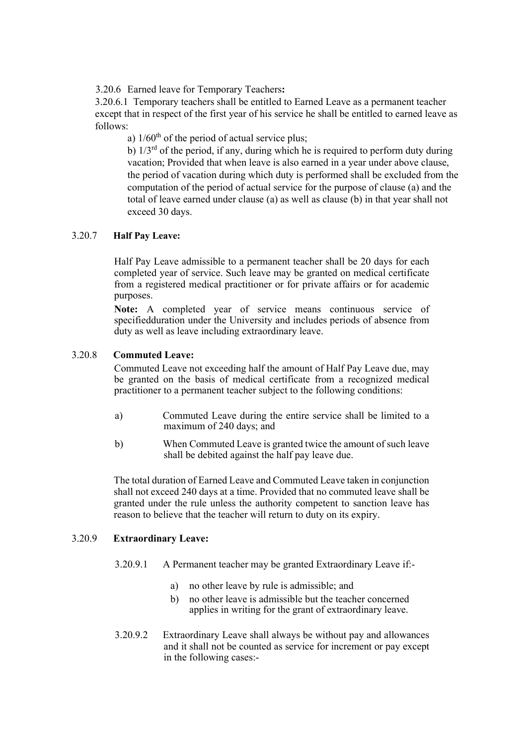3.20.6 Earned leave for Temporary Teachers**:**

3.20.6.1 Temporary teachers shall be entitled to Earned Leave as a permanent teacher except that in respect of the first year of his service he shall be entitled to earned leave as follows:

a) $1/60^{th}$ of the period of actual service plus;

b) $1/3^{rd}$ of the period, if any, during which he is required to perform duty during vacation; Provided that when leave is also earned in a year under above clause, the period of vacation during which duty is performed shall be excluded from the computation of the period of actual service for the purpose of clause (a) and the total of leave earned under clause (a) as well as clause (b) in that year shall not exceed 30 days.

### 3.20.7 **Half Pay Leave:**

Half Pay Leave admissible to a permanent teacher shall be 20 days for each completed year of service. Such leave may be granted on medical certificate from a registered medical practitioner or for private affairs or for academic purposes.

**Note:** A completed year of service means continuous service of specifiedduration under the University and includes periods of absence from duty as well as leave including extraordinary leave.

### 3.20.8 **Commuted Leave:**

Commuted Leave not exceeding half the amount of Half Pay Leave due, may be granted on the basis of medical certificate from a recognized medical practitioner to a permanent teacher subject to the following conditions:

a) Commuted Leave during the entire service shall be limited to a maximum of 240 days; and

b) When Commuted Leave is granted twice the amount of such leave shall be debited against the half pay leave due.

The total duration of Earned Leave and Commuted Leave taken in conjunction shall not exceed 240 days at a time. Provided that no commuted leave shall be granted under the rule unless the authority competent to sanction leave has reason to believe that the teacher will return to duty on its expiry.

### 3.20.9 **Extraordinary Leave:**

3.20.9.1 A Permanent teacher may be granted Extraordinary Leave if:-

a) no other leave by rule is admissible; and
b) no other leave is admissible but the teacher concerned applies in writing for the grant of extraordinary leave.

3.20.9.2 Extraordinary Leave shall always be without pay and allowances and it shall not be counted as service for increment or pay except in the following cases:-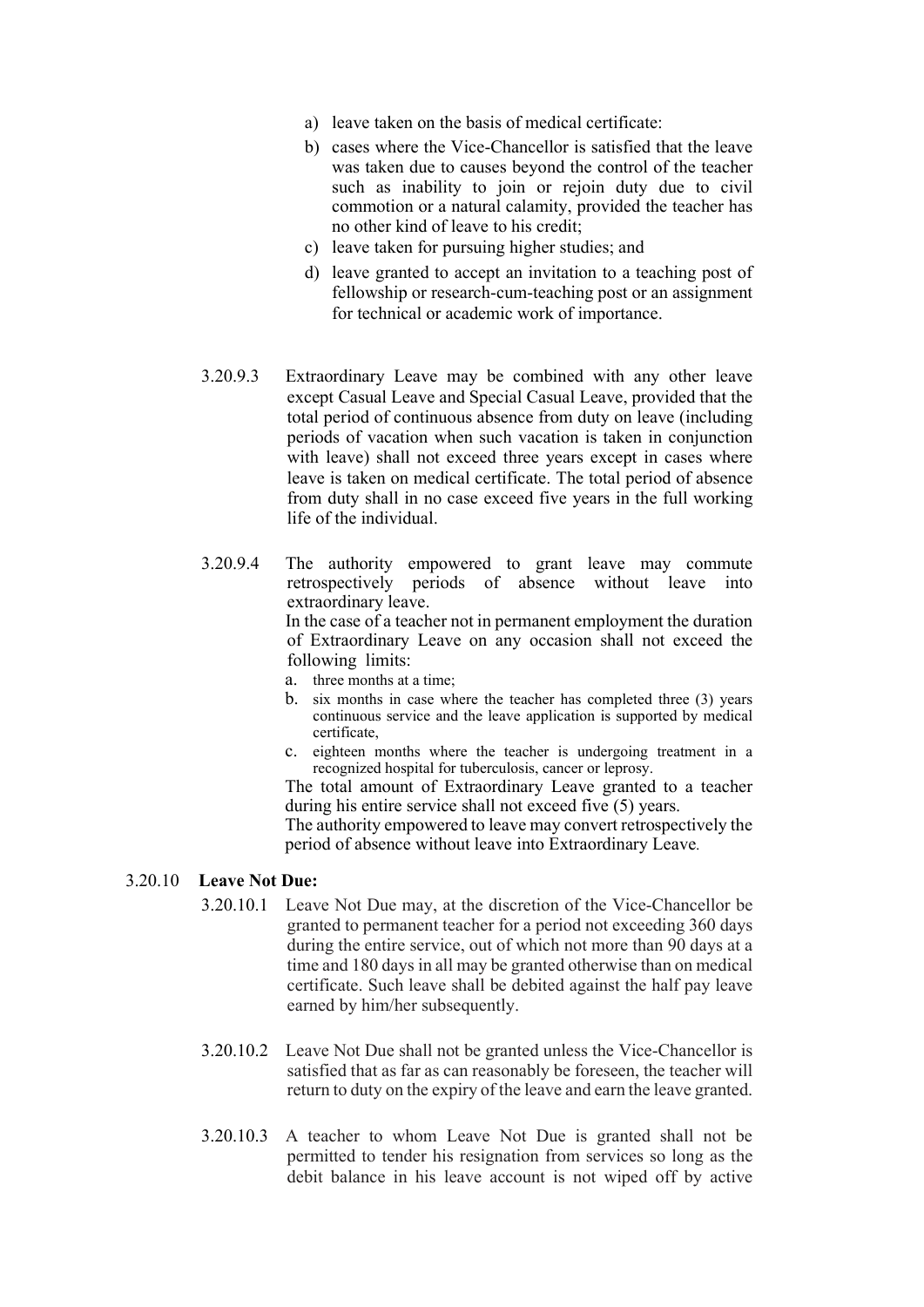a) leave taken on the basis of medical certificate:

b) cases where the Vice-Chancellor is satisfied that the leave was taken due to causes beyond the control of the teacher such as inability to join or rejoin duty due to civil commotion or a natural calamity, provided the teacher has no other kind of leave to his credit;

c) leave taken for pursuing higher studies; and

d) leave granted to accept an invitation to a teaching post of fellowship or research-cum-teaching post or an assignment for technical or academic work of importance.

3.20.9.3 Extraordinary Leave may be combined with any other leave except Casual Leave and Special Casual Leave, provided that the total period of continuous absence from duty on leave (including periods of vacation when such vacation is taken in conjunction with leave) shall not exceed three years except in cases where leave is taken on medical certificate. The total period of absence from duty shall in no case exceed five years in the full working life of the individual.

3.20.9.4 The authority empowered to grant leave may commute retrospectively periods of absence without leave into extraordinary leave.
In the case of a teacher not in permanent employment the duration of Extraordinary Leave on any occasion shall not exceed the following limits:

a. three months at a time;
b. six months in case where the teacher has completed three (3) years continuous service and the leave application is supported by medical certificate,
c. eighteen months where the teacher is undergoing treatment in a recognized hospital for tuberculosis, cancer or leprosy.

The total amount of Extraordinary Leave granted to a teacher during his entire service shall not exceed five (5) years.
The authority empowered to leave may convert retrospectively the period of absence without leave into Extraordinary Leave.

3.20.10 **Leave Not Due:**

3.20.10.1 Leave Not Due may, at the discretion of the Vice-Chancellor be granted to permanent teacher for a period not exceeding 360 days during the entire service, out of which not more than 90 days at a time and 180 days in all may be granted otherwise than on medical certificate. Such leave shall be debited against the half pay leave earned by him/her subsequently.

3.20.10.2 Leave Not Due shall not be granted unless the Vice-Chancellor is satisfied that as far as can reasonably be foreseen, the teacher will return to duty on the expiry of the leave and earn the leave granted.

3.20.10.3 A teacher to whom Leave Not Due is granted shall not be permitted to tender his resignation from services so long as the debit balance in his leave account is not wiped off by active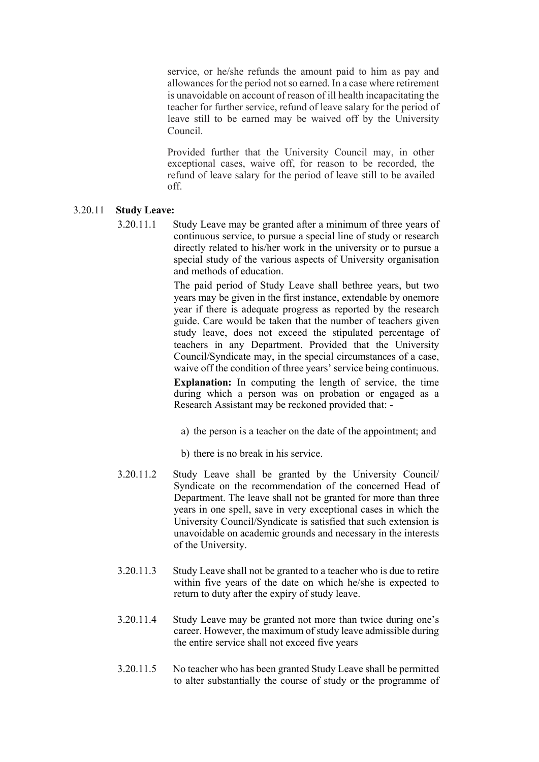service, or he/she refunds the amount paid to him as pay and allowances for the period not so earned. In a case where retirement is unavoidable on account of reason of ill health incapacitating the teacher for further service, refund of leave salary for the period of leave still to be earned may be waived off by the University Council.

Provided further that the University Council may, in other exceptional cases, waive off, for reason to be recorded, the refund of leave salary for the period of leave still to be availed off.

3.20.11 **Study Leave:**

3.20.11.1 Study Leave may be granted after a minimum of three years of continuous service, to pursue a special line of study or research directly related to his/her work in the university or to pursue a special study of the various aspects of University organisation and methods of education.

The paid period of Study Leave shall bethree years, but two years may be given in the first instance, extendable by onemore year if there is adequate progress as reported by the research guide. Care would be taken that the number of teachers given study leave, does not exceed the stipulated percentage of teachers in any Department. Provided that the University Council/Syndicate may, in the special circumstances of a case, waive off the condition of three years' service being continuous.

**Explanation:** In computing the length of service, the time during which a person was on probation or engaged as a Research Assistant may be reckoned provided that: -

a) the person is a teacher on the date of the appointment; and

b) there is no break in his service.

3.20.11.2 Study Leave shall be granted by the University Council/ Syndicate on the recommendation of the concerned Head of Department. The leave shall not be granted for more than three years in one spell, save in very exceptional cases in which the University Council/Syndicate is satisfied that such extension is unavoidable on academic grounds and necessary in the interests of the University.

3.20.11.3 Study Leave shall not be granted to a teacher who is due to retire within five years of the date on which he/she is expected to return to duty after the expiry of study leave.

3.20.11.4 Study Leave may be granted not more than twice during one's career. However, the maximum of study leave admissible during the entire service shall not exceed five years

3.20.11.5 No teacher who has been granted Study Leave shall be permitted to alter substantially the course of study or the programme of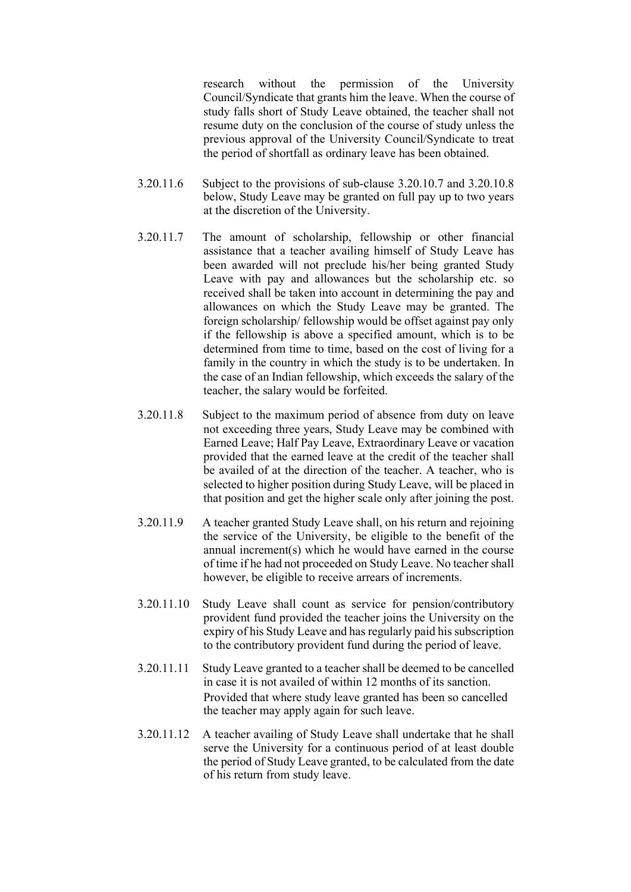research without the permission of the University Council/Syndicate that grants him the leave. When the course of study falls short of Study Leave obtained, the teacher shall not resume duty on the conclusion of the course of study unless the previous approval of the University Council/Syndicate to treat the period of shortfall as ordinary leave has been obtained.

3.20.11.6 Subject to the provisions of sub-clause 3.20.10.7 and 3.20.10.8 below, Study Leave may be granted on full pay up to two years at the discretion of the University.

3.20.11.7 The amount of scholarship, fellowship or other financial assistance that a teacher availing himself of Study Leave has been awarded will not preclude his/her being granted Study Leave with pay and allowances but the scholarship etc. so received shall be taken into account in determining the pay and allowances on which the Study Leave may be granted. The foreign scholarship/ fellowship would be offset against pay only if the fellowship is above a specified amount, which is to be determined from time to time, based on the cost of living for a family in the country in which the study is to be undertaken. In the case of an Indian fellowship, which exceeds the salary of the teacher, the salary would be forfeited.

3.20.11.8 Subject to the maximum period of absence from duty on leave not exceeding three years, Study Leave may be combined with Earned Leave; Half Pay Leave, Extraordinary Leave or vacation provided that the earned leave at the credit of the teacher shall be availed of at the direction of the teacher. A teacher, who is selected to higher position during Study Leave, will be placed in that position and get the higher scale only after joining the post.

3.20.11.9 A teacher granted Study Leave shall, on his return and rejoining the service of the University, be eligible to the benefit of the annual increment(s) which he would have earned in the course of time if he had not proceeded on Study Leave. No teacher shall however, be eligible to receive arrears of increments.

3.20.11.10 Study Leave shall count as service for pension/contributory provident fund provided the teacher joins the University on the expiry of his Study Leave and has regularly paid his subscription to the contributory provident fund during the period of leave.

3.20.11.11 Study Leave granted to a teacher shall be deemed to be cancelled in case it is not availed of within 12 months of its sanction.
Provided that where study leave granted has been so cancelled the teacher may apply again for such leave.

3.20.11.12 A teacher availing of Study Leave shall undertake that he shall serve the University for a continuous period of at least double the period of Study Leave granted, to be calculated from the date of his return from study leave.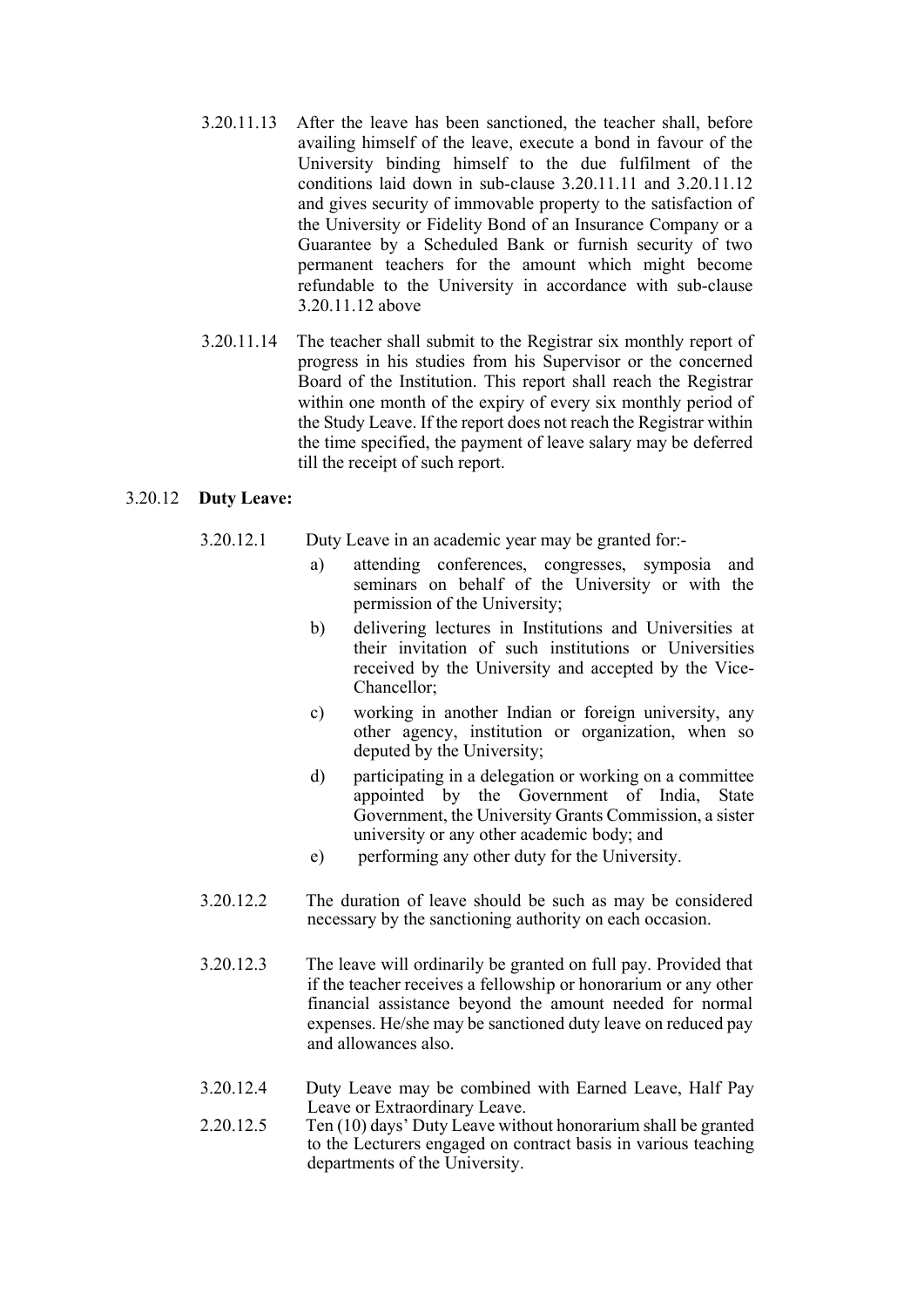3.20.11.13 After the leave has been sanctioned, the teacher shall, before availing himself of the leave, execute a bond in favour of the University binding himself to the due fulfilment of the conditions laid down in sub-clause 3.20.11.11 and 3.20.11.12 and gives security of immovable property to the satisfaction of the University or Fidelity Bond of an Insurance Company or a Guarantee by a Scheduled Bank or furnish security of two permanent teachers for the amount which might become refundable to the University in accordance with sub-clause 3.20.11.12 above

3.20.11.14 The teacher shall submit to the Registrar six monthly report of progress in his studies from his Supervisor or the concerned Board of the Institution. This report shall reach the Registrar within one month of the expiry of every six monthly period of the Study Leave. If the report does not reach the Registrar within the time specified, the payment of leave salary may be deferred till the receipt of such report.

3.20.12 **Duty Leave:**

3.20.12.1 Duty Leave in an academic year may be granted for:-

a) attending conferences, congresses, symposia and seminars on behalf of the University or with the permission of the University;

b) delivering lectures in Institutions and Universities at their invitation of such institutions or Universities received by the University and accepted by the Vice-Chancellor;

c) working in another Indian or foreign university, any other agency, institution or organization, when so deputed by the University;

d) participating in a delegation or working on a committee appointed by the Government of India, State Government, the University Grants Commission, a sister university or any other academic body; and

e) performing any other duty for the University.

3.20.12.2 The duration of leave should be such as may be considered necessary by the sanctioning authority on each occasion.

3.20.12.3 The leave will ordinarily be granted on full pay. Provided that if the teacher receives a fellowship or honorarium or any other financial assistance beyond the amount needed for normal expenses. He/she may be sanctioned duty leave on reduced pay and allowances also.

3.20.12.4 Duty Leave may be combined with Earned Leave, Half Pay Leave or Extraordinary Leave.

2.20.12.5 Ten (10) days' Duty Leave without honorarium shall be granted to the Lecturers engaged on contract basis in various teaching departments of the University.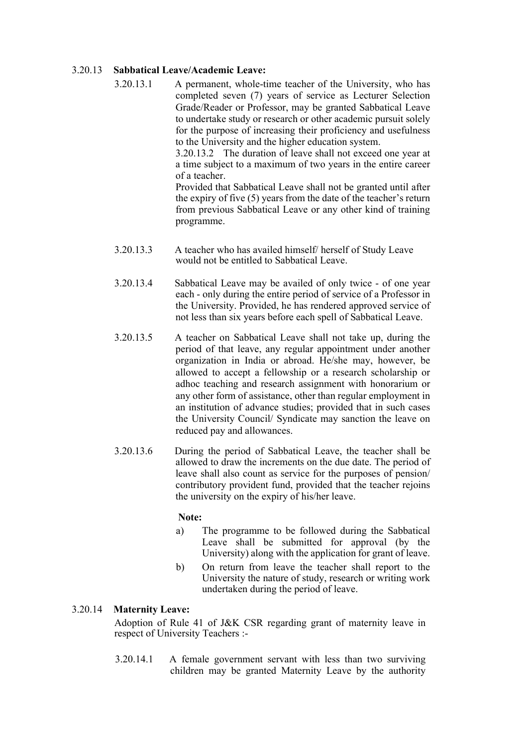### 3.20.13 **Sabbatical Leave/Academic Leave:**

3.20.13.1 A permanent, whole-time teacher of the University, who has completed seven (7) years of service as Lecturer Selection Grade/Reader or Professor, may be granted Sabbatical Leave to undertake study or research or other academic pursuit solely for the purpose of increasing their proficiency and usefulness to the University and the higher education system.

3.20.13.2 The duration of leave shall not exceed one year at a time subject to a maximum of two years in the entire career of a teacher.

Provided that Sabbatical Leave shall not be granted until after the expiry of five (5) years from the date of the teacher's return from previous Sabbatical Leave or any other kind of training programme.

3.20.13.3 A teacher who has availed himself/ herself of Study Leave would not be entitled to Sabbatical Leave.

3.20.13.4 Sabbatical Leave may be availed of only twice - of one year each - only during the entire period of service of a Professor in the University. Provided, he has rendered approved service of not less than six years before each spell of Sabbatical Leave.

3.20.13.5 A teacher on Sabbatical Leave shall not take up, during the period of that leave, any regular appointment under another organization in India or abroad. He/she may, however, be allowed to accept a fellowship or a research scholarship or adhoc teaching and research assignment with honorarium or any other form of assistance, other than regular employment in an institution of advance studies; provided that in such cases the University Council/ Syndicate may sanction the leave on reduced pay and allowances.

3.20.13.6 During the period of Sabbatical Leave, the teacher shall be allowed to draw the increments on the due date. The period of leave shall also count as service for the purposes of pension/ contributory provident fund, provided that the teacher rejoins the university on the expiry of his/her leave.

**Note:**

a) The programme to be followed during the Sabbatical Leave shall be submitted for approval (by the University) along with the application for grant of leave.

b) On return from leave the teacher shall report to the University the nature of study, research or writing work undertaken during the period of leave.

### 3.20.14 **Maternity Leave:**

Adoption of Rule 41 of J&K CSR regarding grant of maternity leave in respect of University Teachers :-

3.20.14.1 A female government servant with less than two surviving children may be granted Maternity Leave by the authority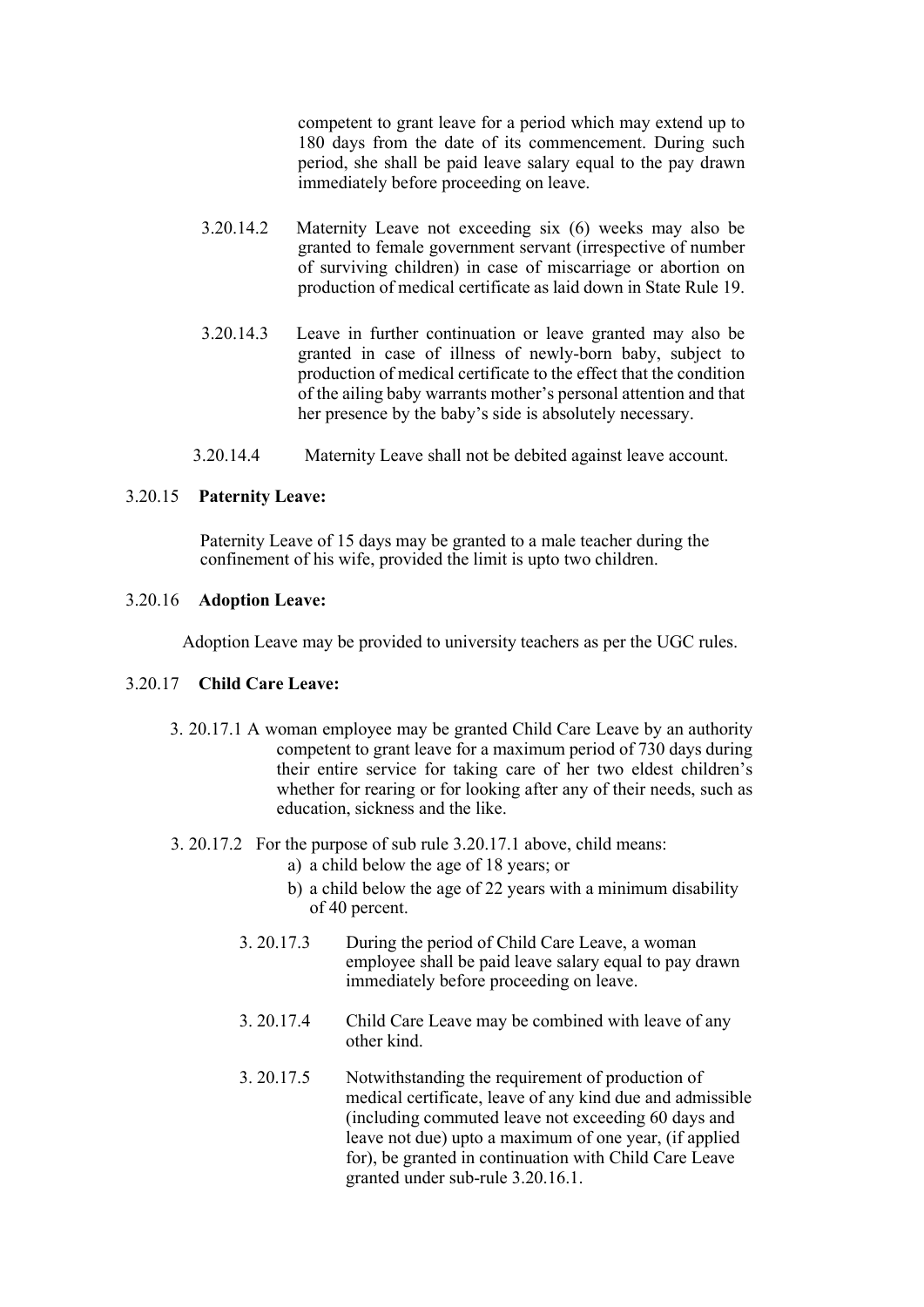competent to grant leave for a period which may extend up to 180 days from the date of its commencement. During such period, she shall be paid leave salary equal to the pay drawn immediately before proceeding on leave.

3.20.14.2 Maternity Leave not exceeding six (6) weeks may also be granted to female government servant (irrespective of number of surviving children) in case of miscarriage or abortion on production of medical certificate as laid down in State Rule 19.

3.20.14.3 Leave in further continuation or leave granted may also be granted in case of illness of newly-born baby, subject to production of medical certificate to the effect that the condition of the ailing baby warrants mother's personal attention and that her presence by the baby's side is absolutely necessary.

3.20.14.4 Maternity Leave shall not be debited against leave account.

### 3.20.15 **Paternity Leave:**

Paternity Leave of 15 days may be granted to a male teacher during the confinement of his wife, provided the limit is upto two children.

### 3.20.16 **Adoption Leave:**

Adoption Leave may be provided to university teachers as per the UGC rules.

### 3.20.17 **Child Care Leave:**

3. 20.17.1 A woman employee may be granted Child Care Leave by an authority competent to grant leave for a maximum period of 730 days during their entire service for taking care of her two eldest children's whether for rearing or for looking after any of their needs, such as education, sickness and the like.

3. 20.17.2 For the purpose of sub rule 3.20.17.1 above, child means:

a) a child below the age of 18 years; or
b) a child below the age of 22 years with a minimum disability of 40 percent.

3. 20.17.3 During the period of Child Care Leave, a woman employee shall be paid leave salary equal to pay drawn immediately before proceeding on leave.

3. 20.17.4 Child Care Leave may be combined with leave of any other kind.

3. 20.17.5 Notwithstanding the requirement of production of medical certificate, leave of any kind due and admissible (including commuted leave not exceeding 60 days and leave not due) upto a maximum of one year, (if applied for), be granted in continuation with Child Care Leave granted under sub-rule 3.20.16.1.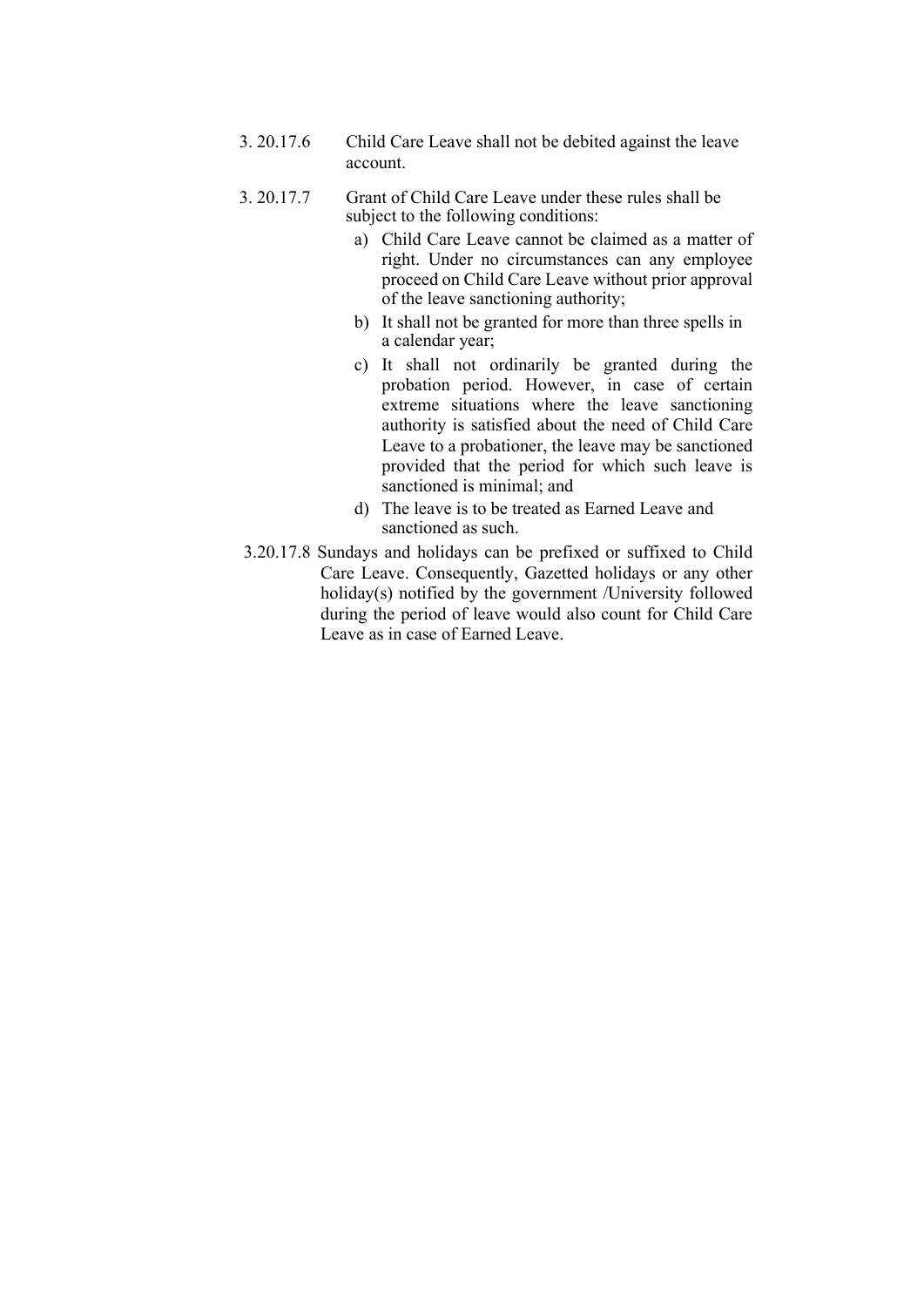3. 20.17.6 Child Care Leave shall not be debited against the leave account.

3. 20.17.7 Grant of Child Care Leave under these rules shall be subject to the following conditions:

a) Child Care Leave cannot be claimed as a matter of right. Under no circumstances can any employee proceed on Child Care Leave without prior approval of the leave sanctioning authority;
b) It shall not be granted for more than three spells in a calendar year;
c) It shall not ordinarily be granted during the probation period. However, in case of certain extreme situations where the leave sanctioning authority is satisfied about the need of Child Care Leave to a probationer, the leave may be sanctioned provided that the period for which such leave is sanctioned is minimal; and
d) The leave is to be treated as Earned Leave and sanctioned as such.

3.20.17.8 Sundays and holidays can be prefixed or suffixed to Child Care Leave. Consequently, Gazetted holidays or any other holiday(s) notified by the government /University followed during the period of leave would also count for Child Care Leave as in case of Earned Leave.